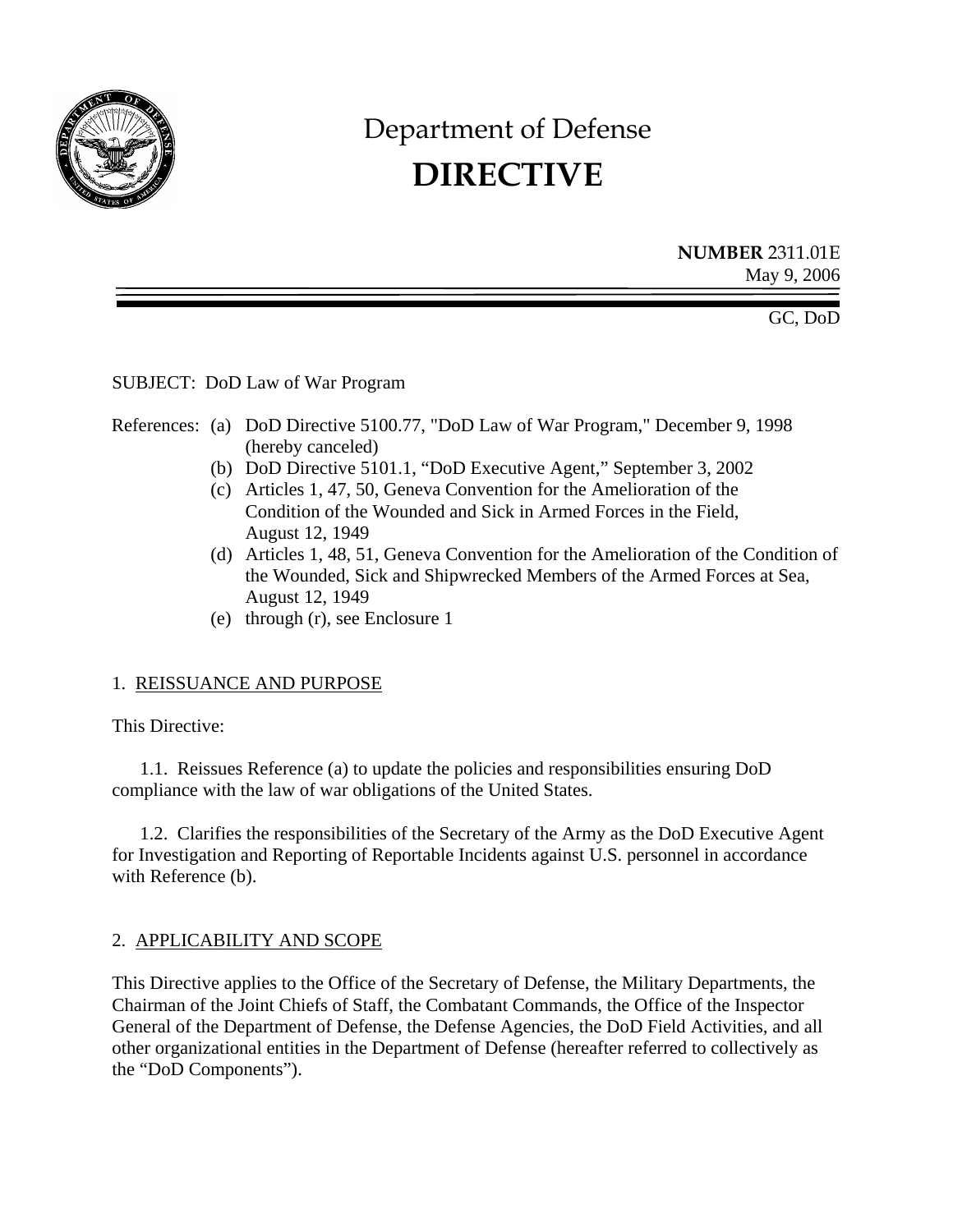# Department of Defense
# DIRECTIVE

**NUMBER** 2311.01E
May 9, 2006

GC, DoD

SUBJECT: DoD Law of War Program

References:
- (a) DoD Directive 5100.77, "DoD Law of War Program," December 9, 1998 (hereby canceled)
- (b) DoD Directive 5101.1, "DoD Executive Agent," September 3, 2002
- (c) Articles 1, 47, 50, Geneva Convention for the Amelioration of the Condition of the Wounded and Sick in Armed Forces in the Field, August 12, 1949
- (d) Articles 1, 48, 51, Geneva Convention for the Amelioration of the Condition of the Wounded, Sick and Shipwrecked Members of the Armed Forces at Sea, August 12, 1949
- (e) through (r), see Enclosure 1

## 1. REISSUANCE AND PURPOSE

This Directive:

1.1. Reissues Reference (a) to update the policies and responsibilities ensuring DoD compliance with the law of war obligations of the United States.

1.2. Clarifies the responsibilities of the Secretary of the Army as the DoD Executive Agent for Investigation and Reporting of Reportable Incidents against U.S. personnel in accordance with Reference (b).

## 2. APPLICABILITY AND SCOPE

This Directive applies to the Office of the Secretary of Defense, the Military Departments, the Chairman of the Joint Chiefs of Staff, the Combatant Commands, the Office of the Inspector General of the Department of Defense, the Defense Agencies, the DoD Field Activities, and all other organizational entities in the Department of Defense (hereafter referred to collectively as the "DoD Components").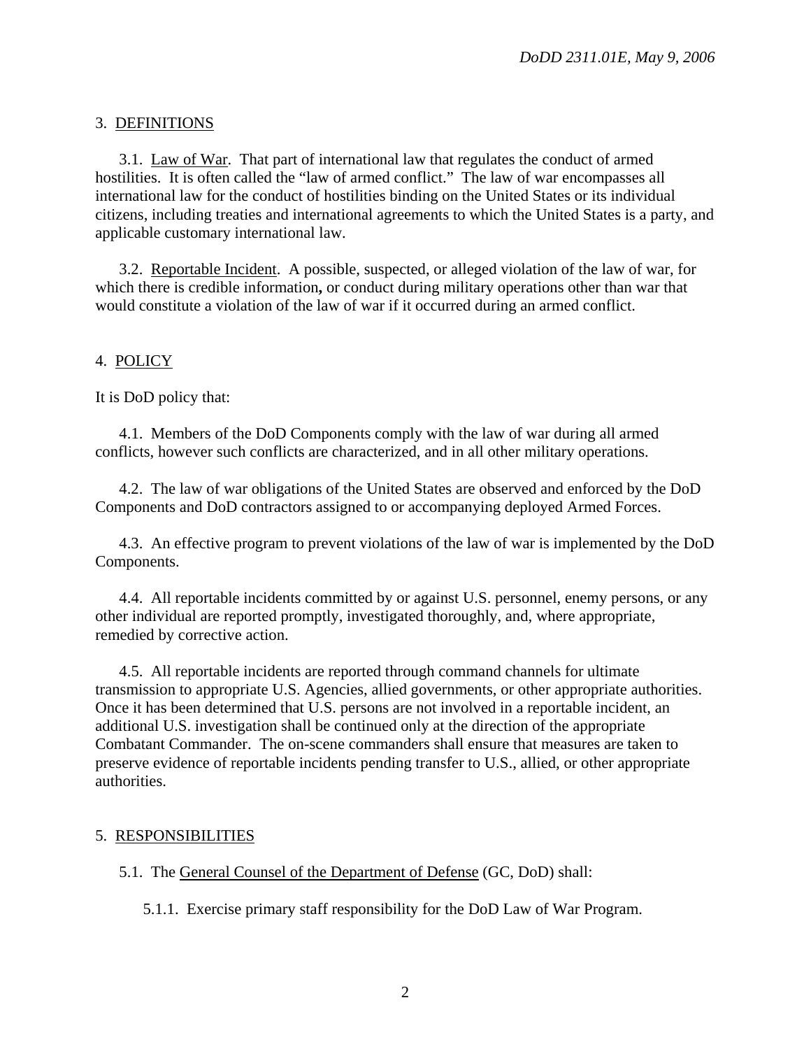## 3. DEFINITIONS

3.1. Law of War. That part of international law that regulates the conduct of armed hostilities. It is often called the "law of armed conflict." The law of war encompasses all international law for the conduct of hostilities binding on the United States or its individual citizens, including treaties and international agreements to which the United States is a party, and applicable customary international law.

3.2. Reportable Incident. A possible, suspected, or alleged violation of the law of war, for which there is credible information**,** or conduct during military operations other than war that would constitute a violation of the law of war if it occurred during an armed conflict.

## 4. POLICY

It is DoD policy that:

4.1. Members of the DoD Components comply with the law of war during all armed conflicts, however such conflicts are characterized, and in all other military operations.

4.2. The law of war obligations of the United States are observed and enforced by the DoD Components and DoD contractors assigned to or accompanying deployed Armed Forces.

4.3. An effective program to prevent violations of the law of war is implemented by the DoD Components.

4.4. All reportable incidents committed by or against U.S. personnel, enemy persons, or any other individual are reported promptly, investigated thoroughly, and, where appropriate, remedied by corrective action.

4.5. All reportable incidents are reported through command channels for ultimate transmission to appropriate U.S. Agencies, allied governments, or other appropriate authorities. Once it has been determined that U.S. persons are not involved in a reportable incident, an additional U.S. investigation shall be continued only at the direction of the appropriate Combatant Commander. The on-scene commanders shall ensure that measures are taken to preserve evidence of reportable incidents pending transfer to U.S., allied, or other appropriate authorities.

## 5. RESPONSIBILITIES

5.1. The General Counsel of the Department of Defense (GC, DoD) shall:

5.1.1. Exercise primary staff responsibility for the DoD Law of War Program.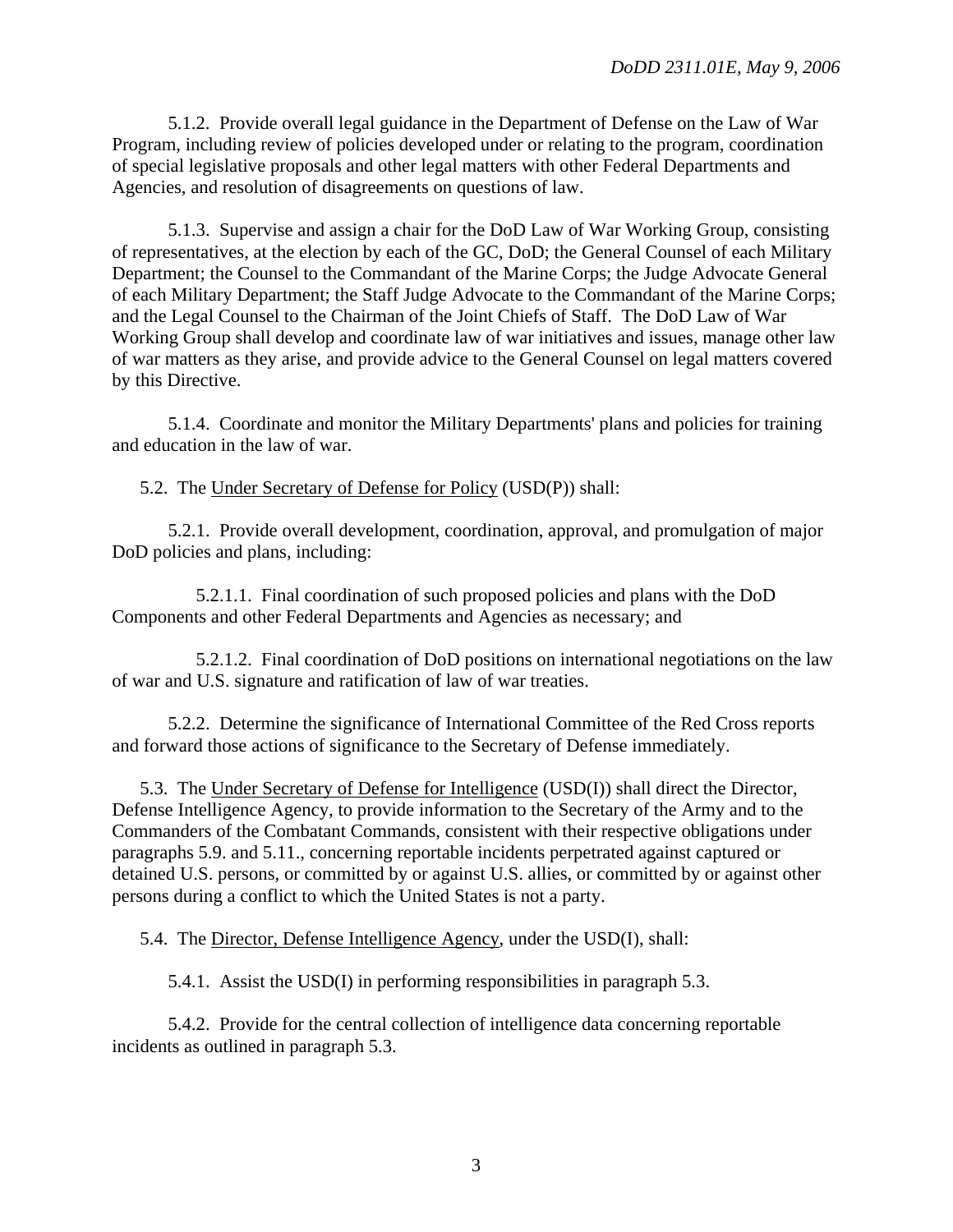5.1.2. Provide overall legal guidance in the Department of Defense on the Law of War Program, including review of policies developed under or relating to the program, coordination of special legislative proposals and other legal matters with other Federal Departments and Agencies, and resolution of disagreements on questions of law.

5.1.3. Supervise and assign a chair for the DoD Law of War Working Group, consisting of representatives, at the election by each of the GC, DoD; the General Counsel of each Military Department; the Counsel to the Commandant of the Marine Corps; the Judge Advocate General of each Military Department; the Staff Judge Advocate to the Commandant of the Marine Corps; and the Legal Counsel to the Chairman of the Joint Chiefs of Staff. The DoD Law of War Working Group shall develop and coordinate law of war initiatives and issues, manage other law of war matters as they arise, and provide advice to the General Counsel on legal matters covered by this Directive.

5.1.4. Coordinate and monitor the Military Departments' plans and policies for training and education in the law of war.

5.2. The Under Secretary of Defense for Policy (USD(P)) shall:

5.2.1. Provide overall development, coordination, approval, and promulgation of major DoD policies and plans, including:

5.2.1.1. Final coordination of such proposed policies and plans with the DoD Components and other Federal Departments and Agencies as necessary; and

5.2.1.2. Final coordination of DoD positions on international negotiations on the law of war and U.S. signature and ratification of law of war treaties.

5.2.2. Determine the significance of International Committee of the Red Cross reports and forward those actions of significance to the Secretary of Defense immediately.

5.3. The Under Secretary of Defense for Intelligence (USD(I)) shall direct the Director, Defense Intelligence Agency, to provide information to the Secretary of the Army and to the Commanders of the Combatant Commands, consistent with their respective obligations under paragraphs 5.9. and 5.11., concerning reportable incidents perpetrated against captured or detained U.S. persons, or committed by or against U.S. allies, or committed by or against other persons during a conflict to which the United States is not a party.

5.4. The Director, Defense Intelligence Agency, under the USD(I), shall:

5.4.1. Assist the USD(I) in performing responsibilities in paragraph 5.3.

5.4.2. Provide for the central collection of intelligence data concerning reportable incidents as outlined in paragraph 5.3.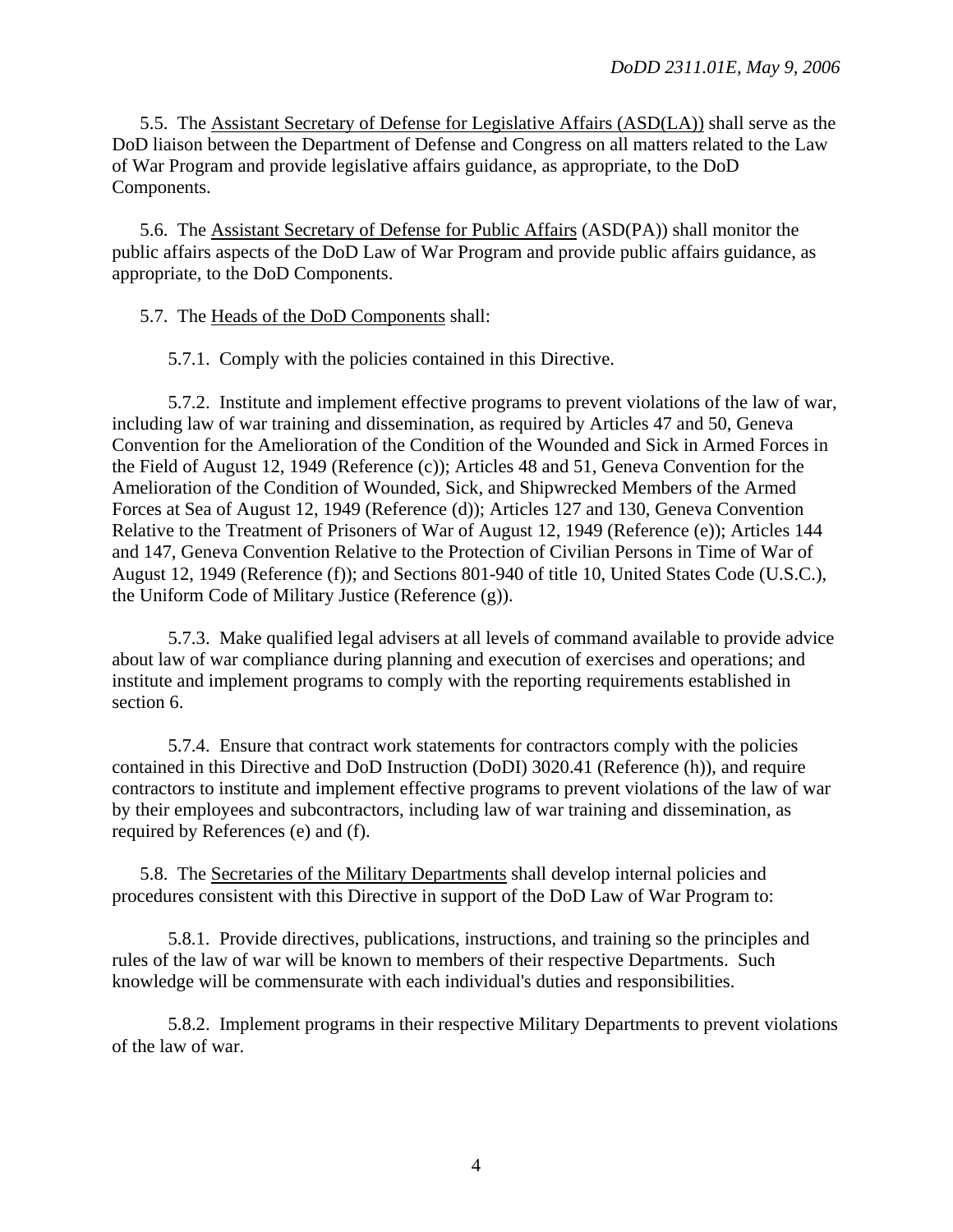5.5. The <u>Assistant Secretary of Defense for Legislative Affairs (ASD(LA))</u> shall serve as the DoD liaison between the Department of Defense and Congress on all matters related to the Law of War Program and provide legislative affairs guidance, as appropriate, to the DoD Components.

5.6. The <u>Assistant Secretary of Defense for Public Affairs</u> (ASD(PA)) shall monitor the public affairs aspects of the DoD Law of War Program and provide public affairs guidance, as appropriate, to the DoD Components.

5.7. The <u>Heads of the DoD Components</u> shall:

5.7.1. Comply with the policies contained in this Directive.

5.7.2. Institute and implement effective programs to prevent violations of the law of war, including law of war training and dissemination, as required by Articles 47 and 50, Geneva Convention for the Amelioration of the Condition of the Wounded and Sick in Armed Forces in the Field of August 12, 1949 (Reference (c)); Articles 48 and 51, Geneva Convention for the Amelioration of the Condition of Wounded, Sick, and Shipwrecked Members of the Armed Forces at Sea of August 12, 1949 (Reference (d)); Articles 127 and 130, Geneva Convention Relative to the Treatment of Prisoners of War of August 12, 1949 (Reference (e)); Articles 144 and 147, Geneva Convention Relative to the Protection of Civilian Persons in Time of War of August 12, 1949 (Reference (f)); and Sections 801-940 of title 10, United States Code (U.S.C.), the Uniform Code of Military Justice (Reference (g)).

5.7.3. Make qualified legal advisers at all levels of command available to provide advice about law of war compliance during planning and execution of exercises and operations; and institute and implement programs to comply with the reporting requirements established in section 6.

5.7.4. Ensure that contract work statements for contractors comply with the policies contained in this Directive and DoD Instruction (DoDI) 3020.41 (Reference (h)), and require contractors to institute and implement effective programs to prevent violations of the law of war by their employees and subcontractors, including law of war training and dissemination, as required by References (e) and (f).

5.8. The <u>Secretaries of the Military Departments</u> shall develop internal policies and procedures consistent with this Directive in support of the DoD Law of War Program to:

5.8.1. Provide directives, publications, instructions, and training so the principles and rules of the law of war will be known to members of their respective Departments. Such knowledge will be commensurate with each individual's duties and responsibilities.

5.8.2. Implement programs in their respective Military Departments to prevent violations of the law of war.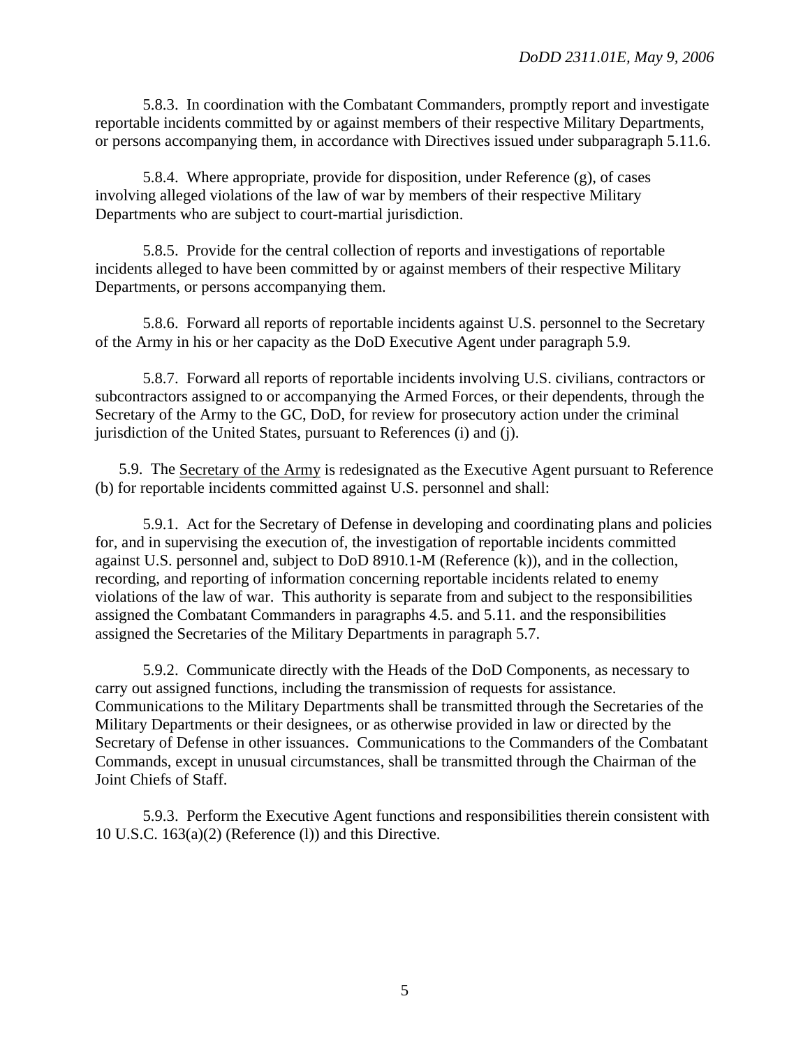5.8.3. In coordination with the Combatant Commanders, promptly report and investigate reportable incidents committed by or against members of their respective Military Departments, or persons accompanying them, in accordance with Directives issued under subparagraph 5.11.6.

5.8.4. Where appropriate, provide for disposition, under Reference (g), of cases involving alleged violations of the law of war by members of their respective Military Departments who are subject to court-martial jurisdiction.

5.8.5. Provide for the central collection of reports and investigations of reportable incidents alleged to have been committed by or against members of their respective Military Departments, or persons accompanying them.

5.8.6. Forward all reports of reportable incidents against U.S. personnel to the Secretary of the Army in his or her capacity as the DoD Executive Agent under paragraph 5.9.

5.8.7. Forward all reports of reportable incidents involving U.S. civilians, contractors or subcontractors assigned to or accompanying the Armed Forces, or their dependents, through the Secretary of the Army to the GC, DoD, for review for prosecutory action under the criminal jurisdiction of the United States, pursuant to References (i) and (j).

5.9. The <u>Secretary of the Army</u> is redesignated as the Executive Agent pursuant to Reference (b) for reportable incidents committed against U.S. personnel and shall:

5.9.1. Act for the Secretary of Defense in developing and coordinating plans and policies for, and in supervising the execution of, the investigation of reportable incidents committed against U.S. personnel and, subject to DoD 8910.1-M (Reference (k)), and in the collection, recording, and reporting of information concerning reportable incidents related to enemy violations of the law of war. This authority is separate from and subject to the responsibilities assigned the Combatant Commanders in paragraphs 4.5. and 5.11. and the responsibilities assigned the Secretaries of the Military Departments in paragraph 5.7.

5.9.2. Communicate directly with the Heads of the DoD Components, as necessary to carry out assigned functions, including the transmission of requests for assistance. Communications to the Military Departments shall be transmitted through the Secretaries of the Military Departments or their designees, or as otherwise provided in law or directed by the Secretary of Defense in other issuances. Communications to the Commanders of the Combatant Commands, except in unusual circumstances, shall be transmitted through the Chairman of the Joint Chiefs of Staff.

5.9.3. Perform the Executive Agent functions and responsibilities therein consistent with 10 U.S.C. 163(a)(2) (Reference (l)) and this Directive.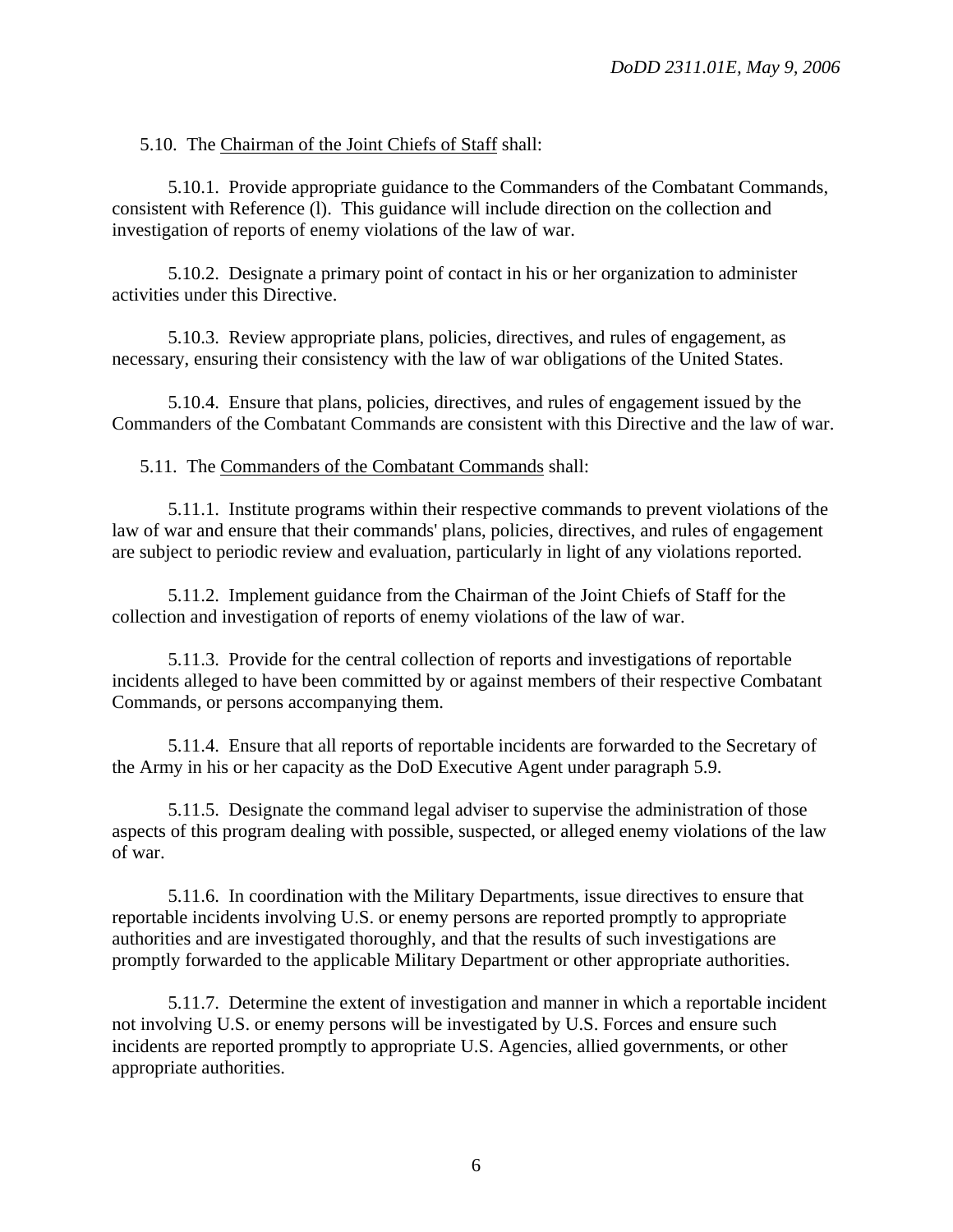5.10. The Chairman of the Joint Chiefs of Staff shall:

5.10.1. Provide appropriate guidance to the Commanders of the Combatant Commands, consistent with Reference (l). This guidance will include direction on the collection and investigation of reports of enemy violations of the law of war.

5.10.2. Designate a primary point of contact in his or her organization to administer activities under this Directive.

5.10.3. Review appropriate plans, policies, directives, and rules of engagement, as necessary, ensuring their consistency with the law of war obligations of the United States.

5.10.4. Ensure that plans, policies, directives, and rules of engagement issued by the Commanders of the Combatant Commands are consistent with this Directive and the law of war.

5.11. The Commanders of the Combatant Commands shall:

5.11.1. Institute programs within their respective commands to prevent violations of the law of war and ensure that their commands' plans, policies, directives, and rules of engagement are subject to periodic review and evaluation, particularly in light of any violations reported.

5.11.2. Implement guidance from the Chairman of the Joint Chiefs of Staff for the collection and investigation of reports of enemy violations of the law of war.

5.11.3. Provide for the central collection of reports and investigations of reportable incidents alleged to have been committed by or against members of their respective Combatant Commands, or persons accompanying them.

5.11.4. Ensure that all reports of reportable incidents are forwarded to the Secretary of the Army in his or her capacity as the DoD Executive Agent under paragraph 5.9.

5.11.5. Designate the command legal adviser to supervise the administration of those aspects of this program dealing with possible, suspected, or alleged enemy violations of the law of war.

5.11.6. In coordination with the Military Departments, issue directives to ensure that reportable incidents involving U.S. or enemy persons are reported promptly to appropriate authorities and are investigated thoroughly, and that the results of such investigations are promptly forwarded to the applicable Military Department or other appropriate authorities.

5.11.7. Determine the extent of investigation and manner in which a reportable incident not involving U.S. or enemy persons will be investigated by U.S. Forces and ensure such incidents are reported promptly to appropriate U.S. Agencies, allied governments, or other appropriate authorities.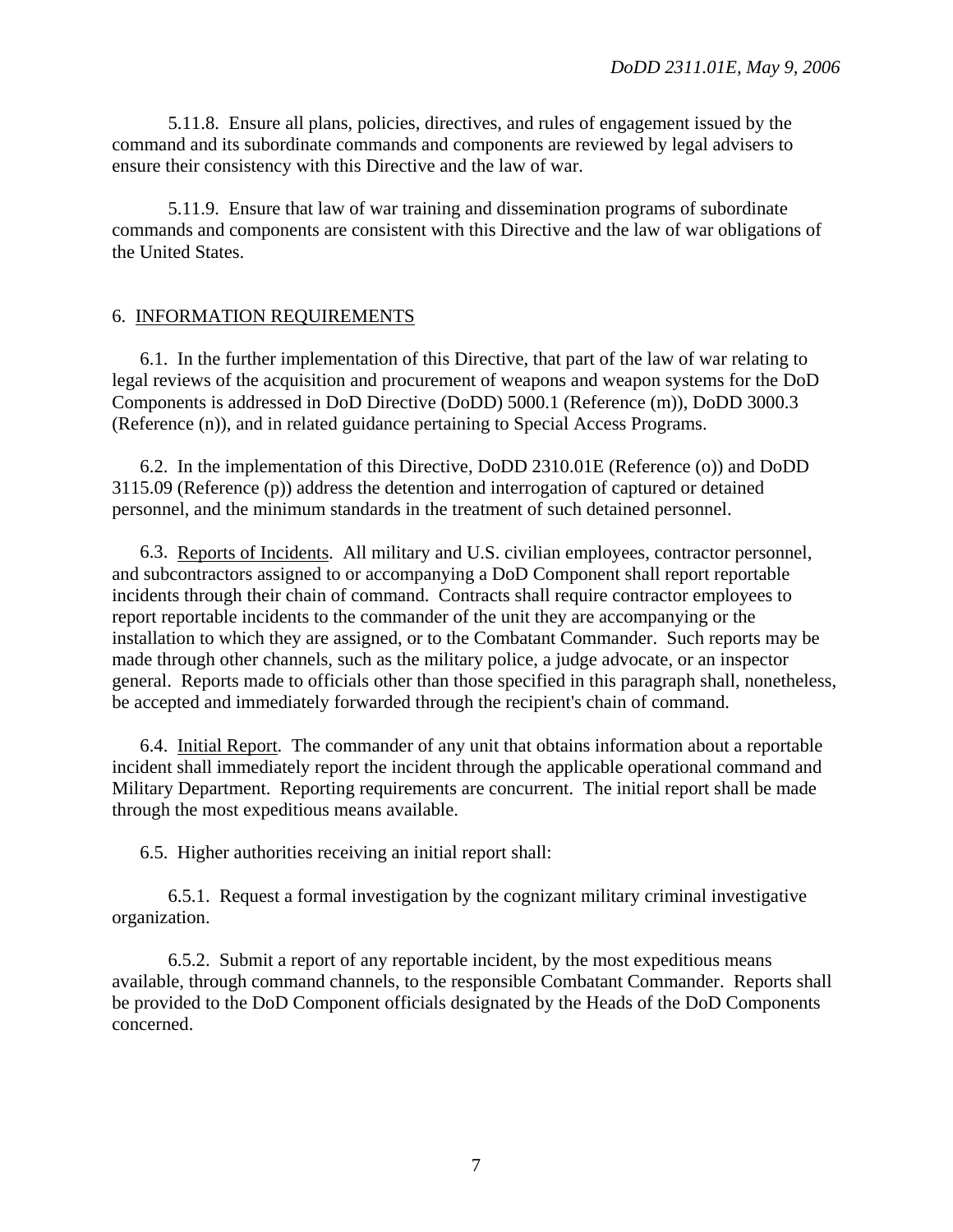5.11.8. Ensure all plans, policies, directives, and rules of engagement issued by the command and its subordinate commands and components are reviewed by legal advisers to ensure their consistency with this Directive and the law of war.

5.11.9. Ensure that law of war training and dissemination programs of subordinate commands and components are consistent with this Directive and the law of war obligations of the United States.

## 6. INFORMATION REQUIREMENTS

6.1. In the further implementation of this Directive, that part of the law of war relating to legal reviews of the acquisition and procurement of weapons and weapon systems for the DoD Components is addressed in DoD Directive (DoDD) 5000.1 (Reference (m)), DoDD 3000.3 (Reference (n)), and in related guidance pertaining to Special Access Programs.

6.2. In the implementation of this Directive, DoDD 2310.01E (Reference (o)) and DoDD 3115.09 (Reference (p)) address the detention and interrogation of captured or detained personnel, and the minimum standards in the treatment of such detained personnel.

6.3. Reports of Incidents. All military and U.S. civilian employees, contractor personnel, and subcontractors assigned to or accompanying a DoD Component shall report reportable incidents through their chain of command. Contracts shall require contractor employees to report reportable incidents to the commander of the unit they are accompanying or the installation to which they are assigned, or to the Combatant Commander. Such reports may be made through other channels, such as the military police, a judge advocate, or an inspector general. Reports made to officials other than those specified in this paragraph shall, nonetheless, be accepted and immediately forwarded through the recipient's chain of command.

6.4. Initial Report. The commander of any unit that obtains information about a reportable incident shall immediately report the incident through the applicable operational command and Military Department. Reporting requirements are concurrent. The initial report shall be made through the most expeditious means available.

6.5. Higher authorities receiving an initial report shall:

6.5.1. Request a formal investigation by the cognizant military criminal investigative organization.

6.5.2. Submit a report of any reportable incident, by the most expeditious means available, through command channels, to the responsible Combatant Commander. Reports shall be provided to the DoD Component officials designated by the Heads of the DoD Components concerned.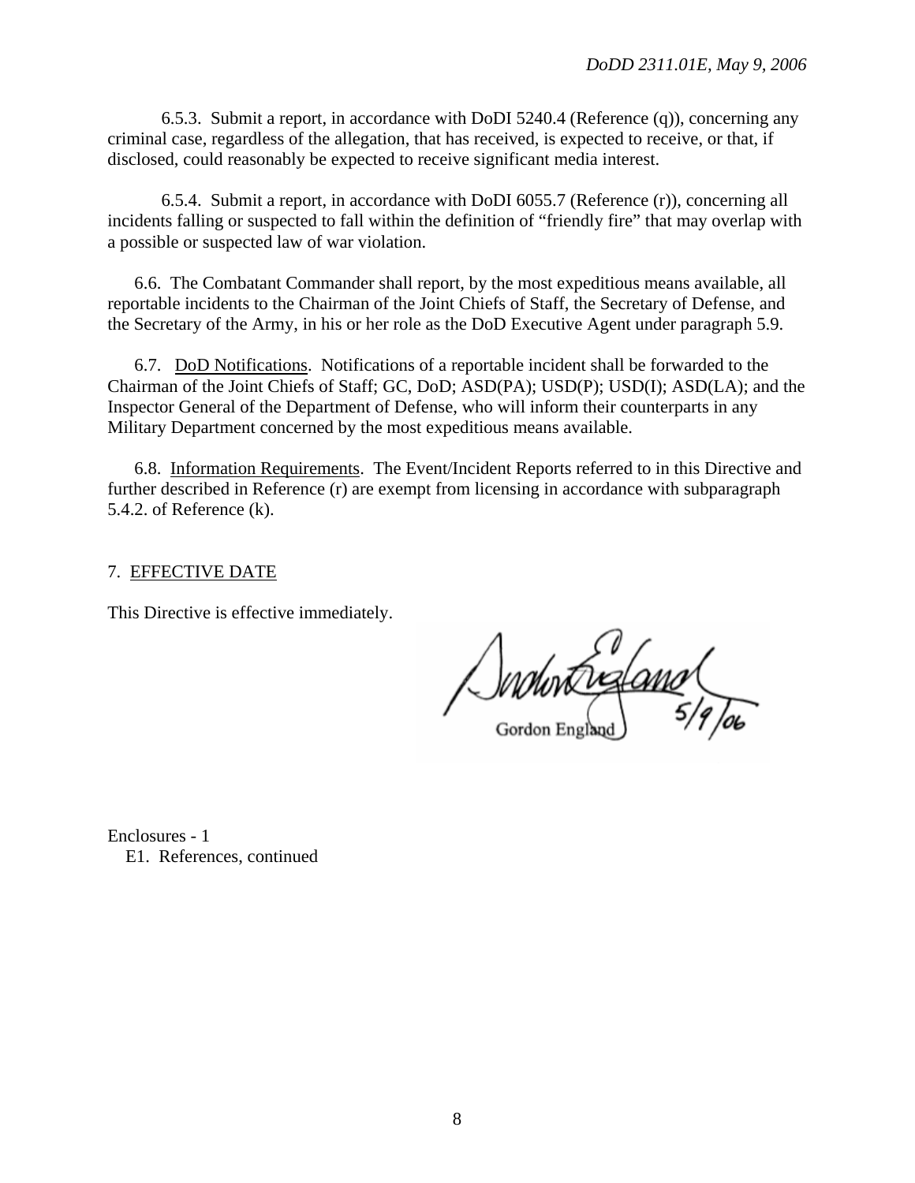6.5.3. Submit a report, in accordance with DoDI 5240.4 (Reference (q)), concerning any criminal case, regardless of the allegation, that has received, is expected to receive, or that, if disclosed, could reasonably be expected to receive significant media interest.

6.5.4. Submit a report, in accordance with DoDI 6055.7 (Reference (r)), concerning all incidents falling or suspected to fall within the definition of "friendly fire" that may overlap with a possible or suspected law of war violation.

6.6. The Combatant Commander shall report, by the most expeditious means available, all reportable incidents to the Chairman of the Joint Chiefs of Staff, the Secretary of Defense, and the Secretary of the Army, in his or her role as the DoD Executive Agent under paragraph 5.9.

6.7. DoD Notifications. Notifications of a reportable incident shall be forwarded to the Chairman of the Joint Chiefs of Staff; GC, DoD; ASD(PA); USD(P); USD(I); ASD(LA); and the Inspector General of the Department of Defense, who will inform their counterparts in any Military Department concerned by the most expeditious means available.

6.8. Information Requirements. The Event/Incident Reports referred to in this Directive and further described in Reference (r) are exempt from licensing in accordance with subparagraph 5.4.2. of Reference (k).

## 7. EFFECTIVE DATE

This Directive is effective immediately.

Gordon England 5/9/06

Enclosures - 1
E1. References, continued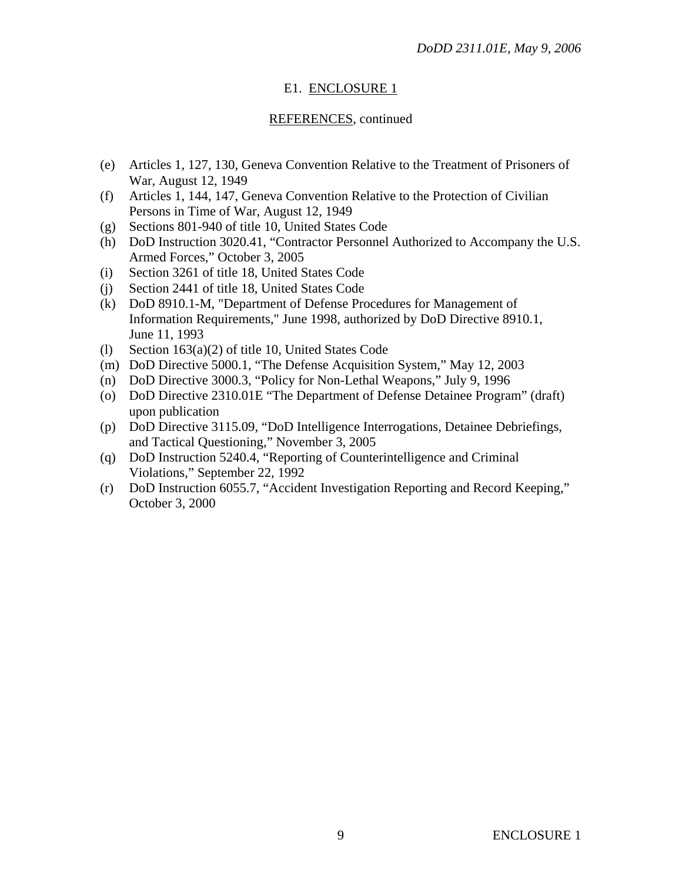E1. ENCLOSURE 1

REFERENCES, continued

(e) Articles 1, 127, 130, Geneva Convention Relative to the Treatment of Prisoners of War, August 12, 1949
(f) Articles 1, 144, 147, Geneva Convention Relative to the Protection of Civilian Persons in Time of War, August 12, 1949
(g) Sections 801-940 of title 10, United States Code
(h) DoD Instruction 3020.41, "Contractor Personnel Authorized to Accompany the U.S. Armed Forces," October 3, 2005
(i) Section 3261 of title 18, United States Code
(j) Section 2441 of title 18, United States Code
(k) DoD 8910.1-M, "Department of Defense Procedures for Management of Information Requirements," June 1998, authorized by DoD Directive 8910.1, June 11, 1993
(l) Section 163(a)(2) of title 10, United States Code
(m) DoD Directive 5000.1, "The Defense Acquisition System," May 12, 2003
(n) DoD Directive 3000.3, "Policy for Non-Lethal Weapons," July 9, 1996
(o) DoD Directive 2310.01E "The Department of Defense Detainee Program" (draft) upon publication
(p) DoD Directive 3115.09, "DoD Intelligence Interrogations, Detainee Debriefings, and Tactical Questioning," November 3, 2005
(q) DoD Instruction 5240.4, "Reporting of Counterintelligence and Criminal Violations," September 22, 1992
(r) DoD Instruction 6055.7, "Accident Investigation Reporting and Record Keeping," October 3, 2000